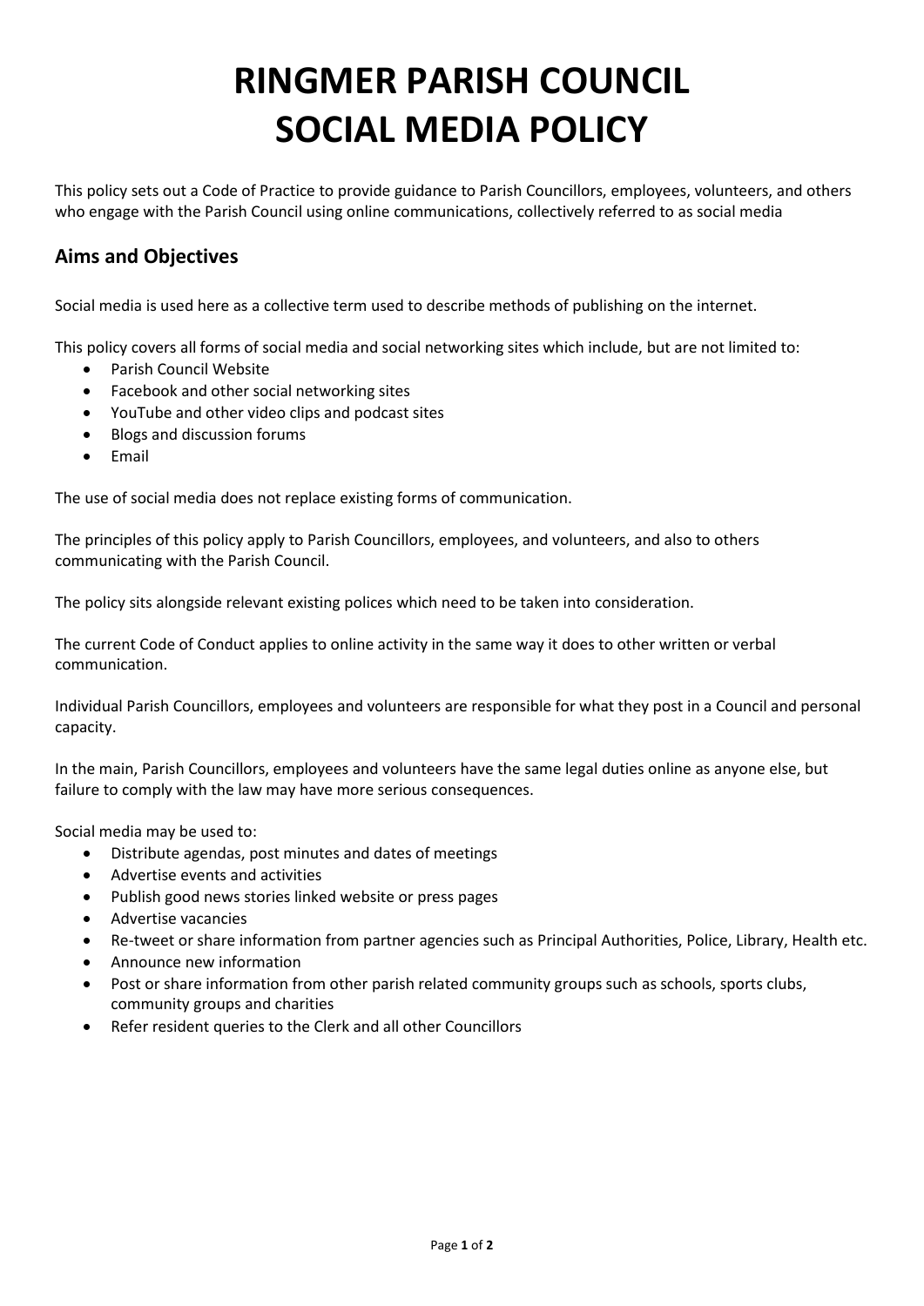# RINGMER PARISH COUNCIL
# SOCIAL MEDIA POLICY

This policy sets out a Code of Practice to provide guidance to Parish Councillors, employees, volunteers, and others who engage with the Parish Council using online communications, collectively referred to as social media

## Aims and Objectives

Social media is used here as a collective term used to describe methods of publishing on the internet.

This policy covers all forms of social media and social networking sites which include, but are not limited to:

- Parish Council Website
- Facebook and other social networking sites
- YouTube and other video clips and podcast sites
- Blogs and discussion forums
- Email

The use of social media does not replace existing forms of communication.

The principles of this policy apply to Parish Councillors, employees, and volunteers, and also to others communicating with the Parish Council.

The policy sits alongside relevant existing polices which need to be taken into consideration.

The current Code of Conduct applies to online activity in the same way it does to other written or verbal communication.

Individual Parish Councillors, employees and volunteers are responsible for what they post in a Council and personal capacity.

In the main, Parish Councillors, employees and volunteers have the same legal duties online as anyone else, but failure to comply with the law may have more serious consequences.

Social media may be used to:

- Distribute agendas, post minutes and dates of meetings
- Advertise events and activities
- Publish good news stories linked website or press pages
- Advertise vacancies
- Re-tweet or share information from partner agencies such as Principal Authorities, Police, Library, Health etc.
- Announce new information
- Post or share information from other parish related community groups such as schools, sports clubs, community groups and charities
- Refer resident queries to the Clerk and all other Councillors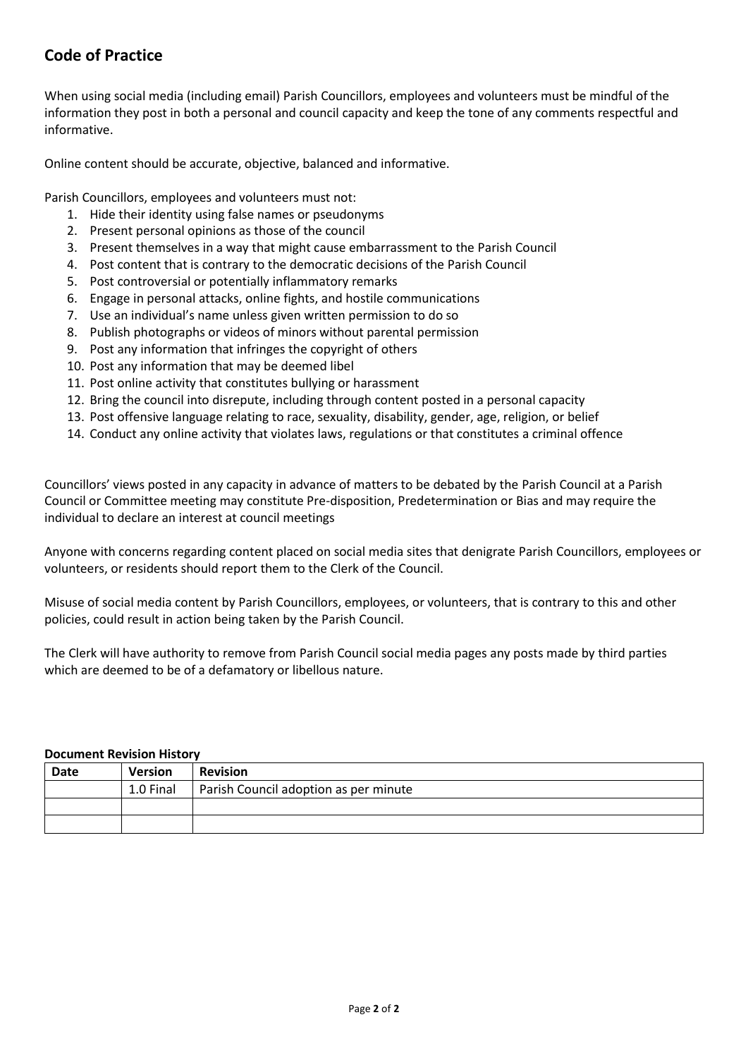## Code of Practice

When using social media (including email) Parish Councillors, employees and volunteers must be mindful of the information they post in both a personal and council capacity and keep the tone of any comments respectful and informative.

Online content should be accurate, objective, balanced and informative.

Parish Councillors, employees and volunteers must not:

1. Hide their identity using false names or pseudonyms
2. Present personal opinions as those of the council
3. Present themselves in a way that might cause embarrassment to the Parish Council
4. Post content that is contrary to the democratic decisions of the Parish Council
5. Post controversial or potentially inflammatory remarks
6. Engage in personal attacks, online fights, and hostile communications
7. Use an individual's name unless given written permission to do so
8. Publish photographs or videos of minors without parental permission
9. Post any information that infringes the copyright of others
10. Post any information that may be deemed libel
11. Post online activity that constitutes bullying or harassment
12. Bring the council into disrepute, including through content posted in a personal capacity
13. Post offensive language relating to race, sexuality, disability, gender, age, religion, or belief
14. Conduct any online activity that violates laws, regulations or that constitutes a criminal offence

Councillors' views posted in any capacity in advance of matters to be debated by the Parish Council at a Parish Council or Committee meeting may constitute Pre-disposition, Predetermination or Bias and may require the individual to declare an interest at council meetings

Anyone with concerns regarding content placed on social media sites that denigrate Parish Councillors, employees or volunteers, or residents should report them to the Clerk of the Council.

Misuse of social media content by Parish Councillors, employees, or volunteers, that is contrary to this and other policies, could result in action being taken by the Parish Council.

The Clerk will have authority to remove from Parish Council social media pages any posts made by third parties which are deemed to be of a defamatory or libellous nature.

**Document Revision History**

| Date | Version | Revision |
|---|---|---|
| | 1.0 Final | Parish Council adoption as per minute |
| | | |
| | | |